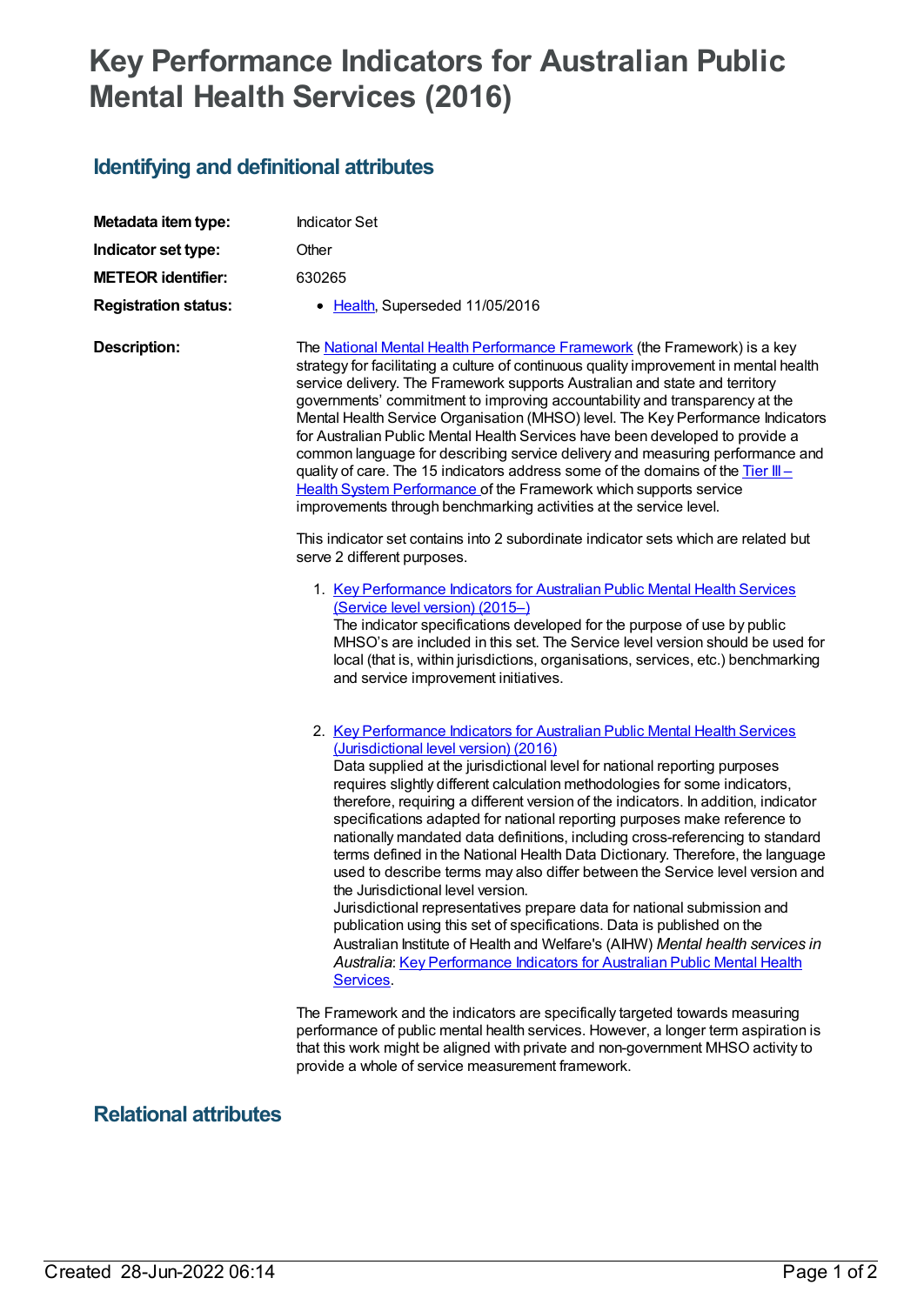# Key Performance Indicators for Australian Public Mental Health Services (2016)

## Identifying and definitional attributes

**Metadata item type:** Indicator Set

**Indicator set type:** Other

**METEOR identifier:** 630265

**Registration status:**

- Health, Superseded 11/05/2016

**Description:**

The National Mental Health Performance Framework (the Framework) is a key strategy for facilitating a culture of continuous quality improvement in mental health service delivery. The Framework supports Australian and state and territory governments' commitment to improving accountability and transparency at the Mental Health Service Organisation (MHSO) level. The Key Performance Indicators for Australian Public Mental Health Services have been developed to provide a common language for describing service delivery and measuring performance and quality of care. The 15 indicators address some of the domains of the Tier III – Health System Performance of the Framework which supports service improvements through benchmarking activities at the service level.

This indicator set contains into 2 subordinate indicator sets which are related but serve 2 different purposes.

1. Key Performance Indicators for Australian Public Mental Health Services (Service level version) (2015–)
   The indicator specifications developed for the purpose of use by public MHSO's are included in this set. The Service level version should be used for local (that is, within jurisdictions, organisations, services, etc.) benchmarking and service improvement initiatives.

2. Key Performance Indicators for Australian Public Mental Health Services (Jurisdictional level version) (2016)
   Data supplied at the jurisdictional level for national reporting purposes requires slightly different calculation methodologies for some indicators, therefore, requiring a different version of the indicators. In addition, indicator specifications adapted for national reporting purposes make reference to nationally mandated data definitions, including cross-referencing to standard terms defined in the National Health Data Dictionary. Therefore, the language used to describe terms may also differ between the Service level version and the Jurisdictional level version.
   Jurisdictional representatives prepare data for national submission and publication using this set of specifications. Data is published on the Australian Institute of Health and Welfare's (AIHW) *Mental health services in Australia*: Key Performance Indicators for Australian Public Mental Health Services.

The Framework and the indicators are specifically targeted towards measuring performance of public mental health services. However, a longer term aspiration is that this work might be aligned with private and non-government MHSO activity to provide a whole of service measurement framework.

## Relational attributes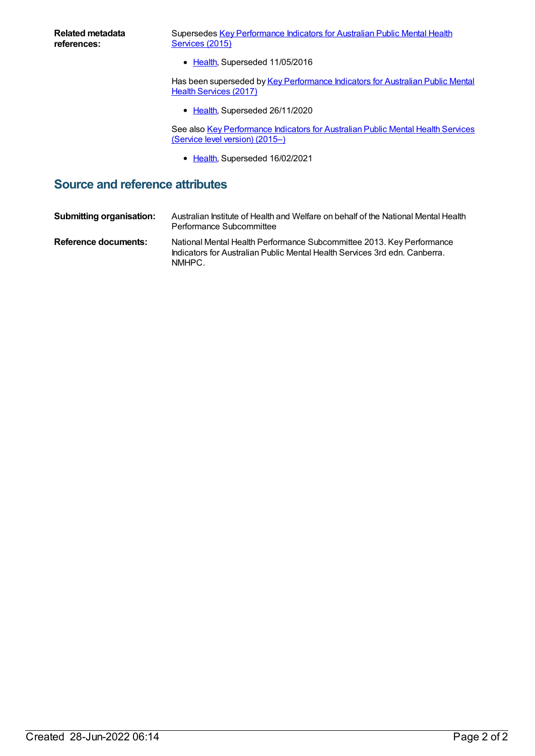**Related metadata references:**

Supersedes Key Performance Indicators for Australian Public Mental Health Services (2015)

- Health, Superseded 11/05/2016

Has been superseded by Key Performance Indicators for Australian Public Mental Health Services (2017)

- Health, Superseded 26/11/2020

See also Key Performance Indicators for Australian Public Mental Health Services (Service level version) (2015–)

- Health, Superseded 16/02/2021

## Source and reference attributes

**Submitting organisation:** Australian Institute of Health and Welfare on behalf of the National Mental Health Performance Subcommittee

**Reference documents:** National Mental Health Performance Subcommittee 2013. Key Performance Indicators for Australian Public Mental Health Services 3rd edn. Canberra. NMHPC.